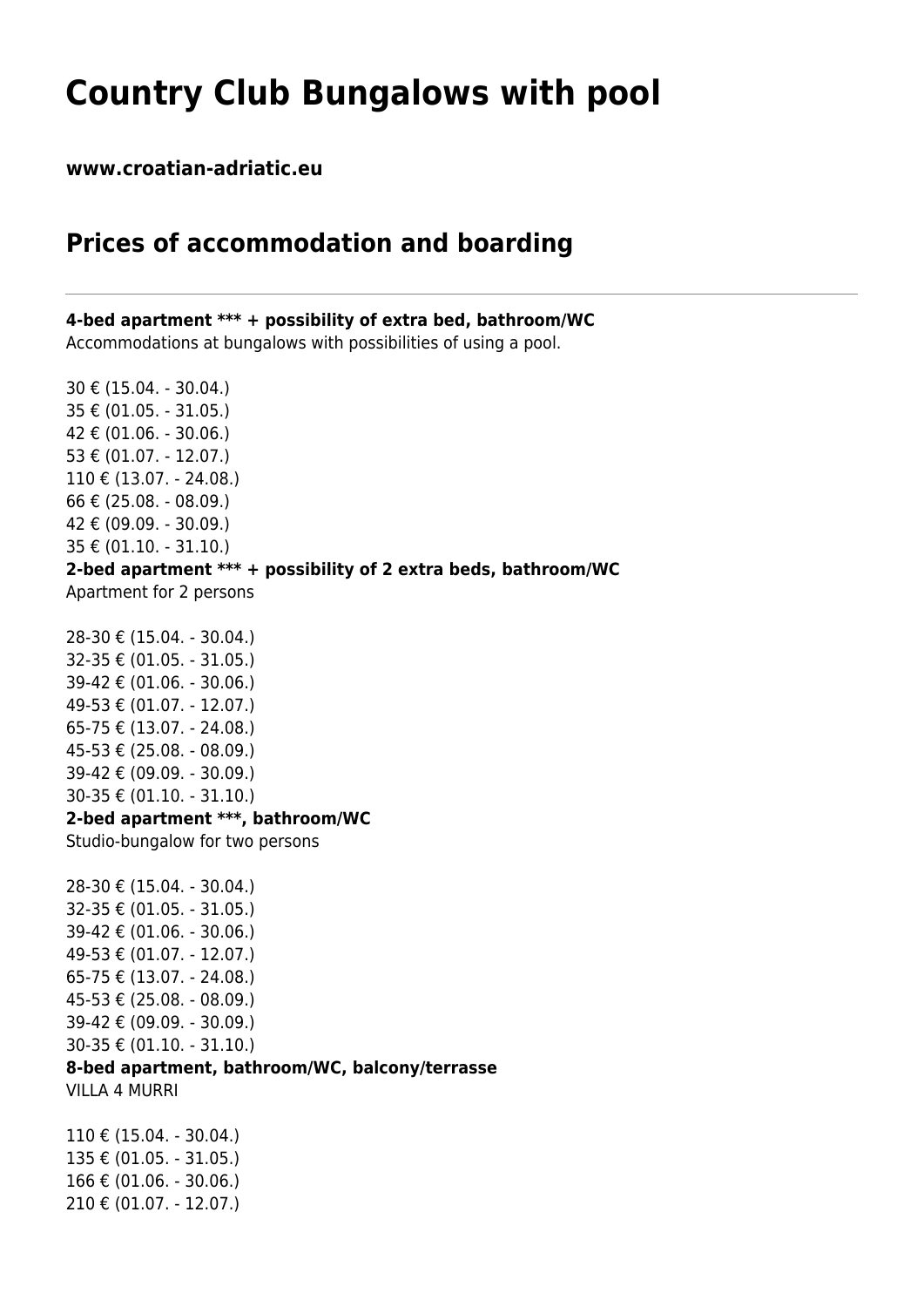# Country Club Bungalows with pool

**www.croatian-adriatic.eu**

## Prices of accommodation and boarding

---

**4-bed apartment *** + possibility of extra bed, bathroom/WC**
Accommodations at bungalows with possibilities of using a pool.

30 € (15.04. - 30.04.)
35 € (01.05. - 31.05.)
42 € (01.06. - 30.06.)
53 € (01.07. - 12.07.)
110 € (13.07. - 24.08.)
66 € (25.08. - 08.09.)
42 € (09.09. - 30.09.)
35 € (01.10. - 31.10.)

**2-bed apartment *** + possibility of 2 extra beds, bathroom/WC**
Apartment for 2 persons

28-30 € (15.04. - 30.04.)
32-35 € (01.05. - 31.05.)
39-42 € (01.06. - 30.06.)
49-53 € (01.07. - 12.07.)
65-75 € (13.07. - 24.08.)
45-53 € (25.08. - 08.09.)
39-42 € (09.09. - 30.09.)
30-35 € (01.10. - 31.10.)

**2-bed apartment ***, bathroom/WC**
Studio-bungalow for two persons

28-30 € (15.04. - 30.04.)
32-35 € (01.05. - 31.05.)
39-42 € (01.06. - 30.06.)
49-53 € (01.07. - 12.07.)
65-75 € (13.07. - 24.08.)
45-53 € (25.08. - 08.09.)
39-42 € (09.09. - 30.09.)
30-35 € (01.10. - 31.10.)

**8-bed apartment, bathroom/WC, balcony/terrasse**
VILLA 4 MURRI

110 € (15.04. - 30.04.)
135 € (01.05. - 31.05.)
166 € (01.06. - 30.06.)
210 € (01.07. - 12.07.)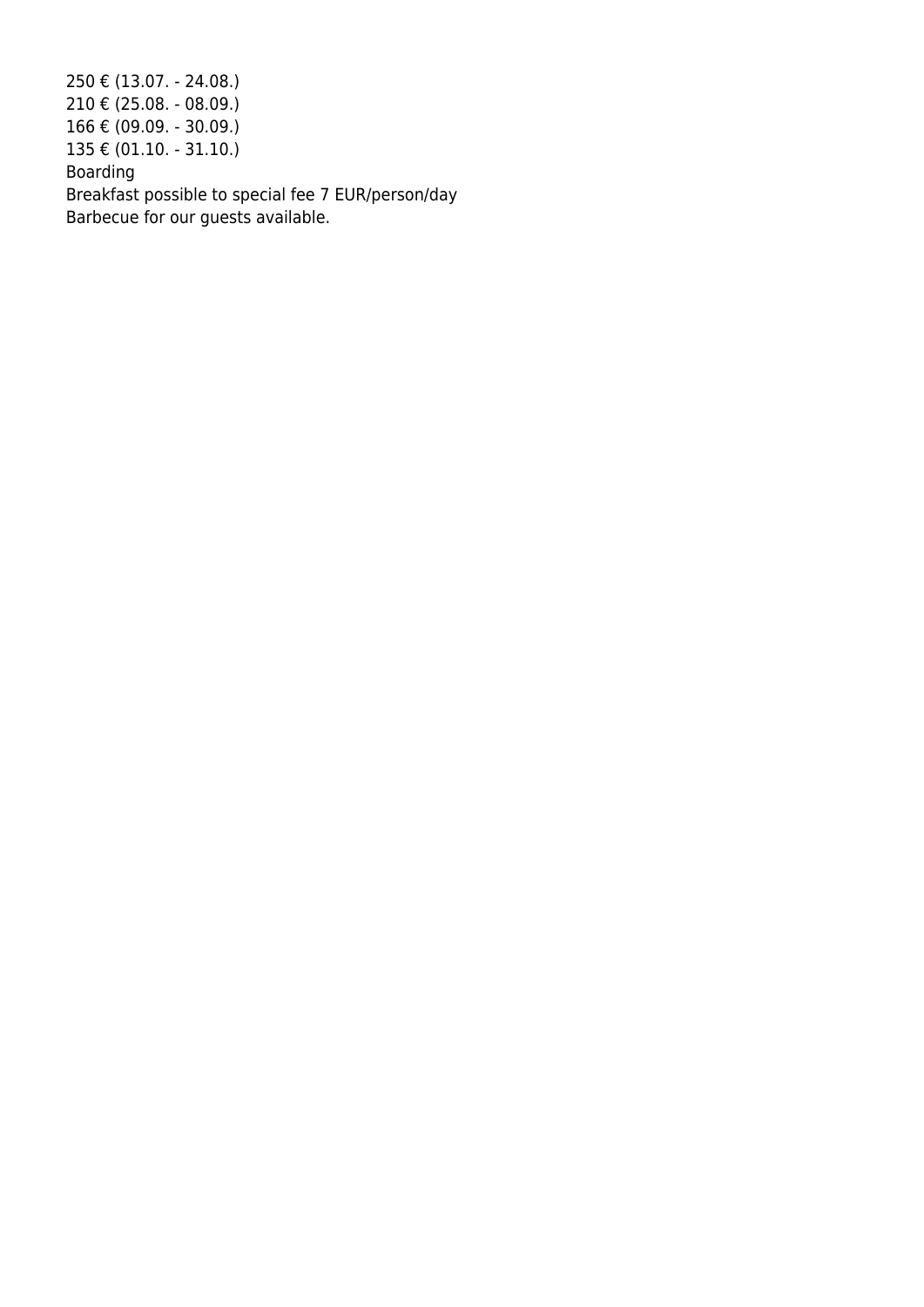250 € (13.07. - 24.08.)
210 € (25.08. - 08.09.)
166 € (09.09. - 30.09.)
135 € (01.10. - 31.10.)
Boarding
Breakfast possible to special fee 7 EUR/person/day
Barbecue for our guests available.